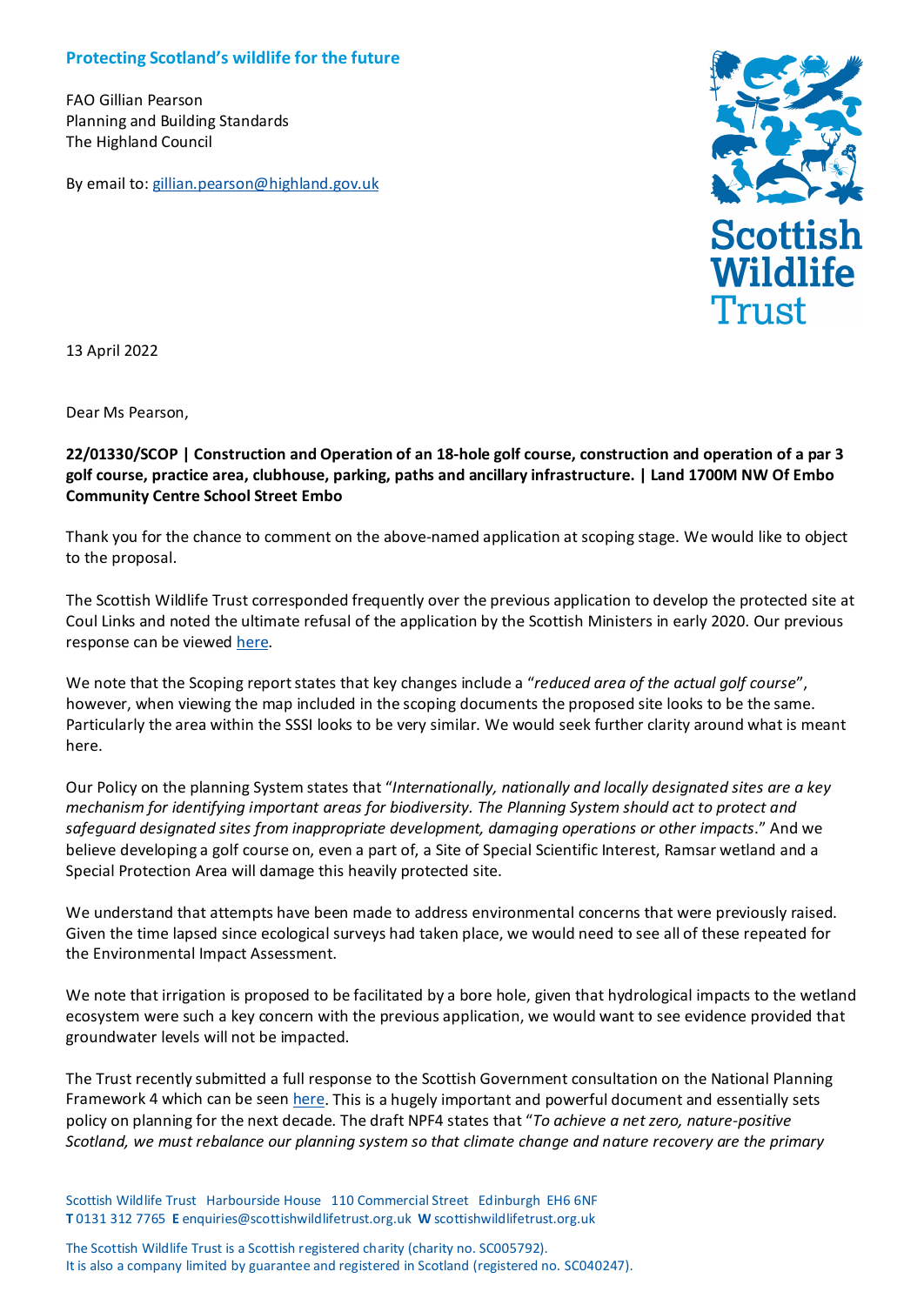**Protecting Scotland's wildlife for the future**

FAO Gillian Pearson
Planning and Building Standards
The Highland Council

By email to: gillian.pearson@highland.gov.uk

Scottish Wildlife Trust

13 April 2022

Dear Ms Pearson,

**22/01330/SCOP | Construction and Operation of an 18-hole golf course, construction and operation of a par 3 golf course, practice area, clubhouse, parking, paths and ancillary infrastructure. | Land 1700M NW Of Embo Community Centre School Street Embo**

Thank you for the chance to comment on the above-named application at scoping stage. We would like to object to the proposal.

The Scottish Wildlife Trust corresponded frequently over the previous application to develop the protected site at Coul Links and noted the ultimate refusal of the application by the Scottish Ministers in early 2020. Our previous response can be viewed here.

We note that the Scoping report states that key changes include a "*reduced area of the actual golf course*", however, when viewing the map included in the scoping documents the proposed site looks to be the same. Particularly the area within the SSSI looks to be very similar. We would seek further clarity around what is meant here.

Our Policy on the planning System states that "*Internationally, nationally and locally designated sites are a key mechanism for identifying important areas for biodiversity. The Planning System should act to protect and safeguard designated sites from inappropriate development, damaging operations or other impacts*." And we believe developing a golf course on, even a part of, a Site of Special Scientific Interest, Ramsar wetland and a Special Protection Area will damage this heavily protected site.

We understand that attempts have been made to address environmental concerns that were previously raised. Given the time lapsed since ecological surveys had taken place, we would need to see all of these repeated for the Environmental Impact Assessment.

We note that irrigation is proposed to be facilitated by a bore hole, given that hydrological impacts to the wetland ecosystem were such a key concern with the previous application, we would want to see evidence provided that groundwater levels will not be impacted.

The Trust recently submitted a full response to the Scottish Government consultation on the National Planning Framework 4 which can be seen here. This is a hugely important and powerful document and essentially sets policy on planning for the next decade. The draft NPF4 states that "*To achieve a net zero, nature-positive Scotland, we must rebalance our planning system so that climate change and nature recovery are the primary*

Scottish Wildlife Trust Harbourside House 110 Commercial Street Edinburgh EH6 6NF
**T** 0131 312 7765 **E** enquiries@scottishwildlifetrust.org.uk **W** scottishwildlifetrust.org.uk

The Scottish Wildlife Trust is a Scottish registered charity (charity no. SC005792).
It is also a company limited by guarantee and registered in Scotland (registered no. SC040247).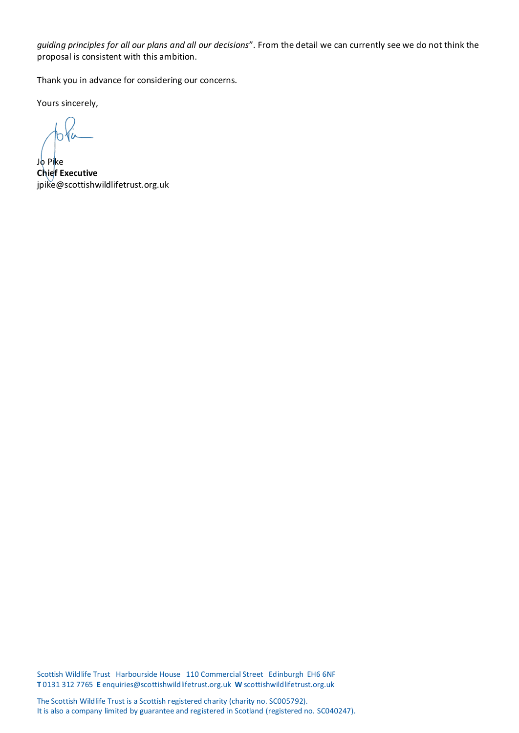*guiding principles for all our plans and all our decisions*". From the detail we can currently see we do not think the proposal is consistent with this ambition.

Thank you in advance for considering our concerns.

Yours sincerely,

Jo Pike
**Chief Executive**
jpike@scottishwildlifetrust.org.uk

Scottish Wildlife Trust Harbourside House 110 Commercial Street Edinburgh EH6 6NF
**T** 0131 312 7765 **E** enquiries@scottishwildlifetrust.org.uk **W** scottishwildlifetrust.org.uk

The Scottish Wildlife Trust is a Scottish registered charity (charity no. SC005792).
It is also a company limited by guarantee and registered in Scotland (registered no. SC040247).